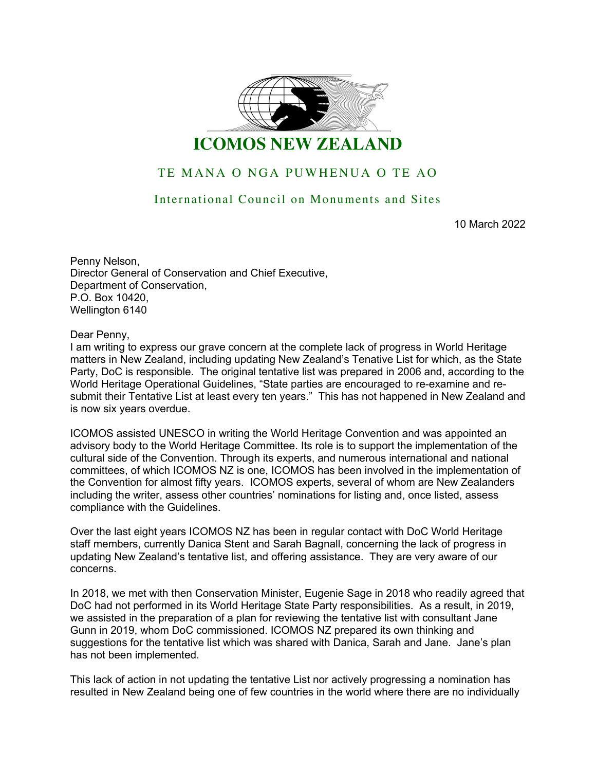# ICOMOS NEW ZEALAND

## TE MANA O NGA PUWHENUA O TE AO

### International Council on Monuments and Sites

10 March 2022

Penny Nelson,
Director General of Conservation and Chief Executive,
Department of Conservation,
P.O. Box 10420,
Wellington 6140

Dear Penny,

I am writing to express our grave concern at the complete lack of progress in World Heritage matters in New Zealand, including updating New Zealand's Tenative List for which, as the State Party, DoC is responsible. The original tentative list was prepared in 2006 and, according to the World Heritage Operational Guidelines, "State parties are encouraged to re-examine and re-submit their Tentative List at least every ten years." This has not happened in New Zealand and is now six years overdue.

ICOMOS assisted UNESCO in writing the World Heritage Convention and was appointed an advisory body to the World Heritage Committee. Its role is to support the implementation of the cultural side of the Convention. Through its experts, and numerous international and national committees, of which ICOMOS NZ is one, ICOMOS has been involved in the implementation of the Convention for almost fifty years. ICOMOS experts, several of whom are New Zealanders including the writer, assess other countries' nominations for listing and, once listed, assess compliance with the Guidelines.

Over the last eight years ICOMOS NZ has been in regular contact with DoC World Heritage staff members, currently Danica Stent and Sarah Bagnall, concerning the lack of progress in updating New Zealand's tentative list, and offering assistance. They are very aware of our concerns.

In 2018, we met with then Conservation Minister, Eugenie Sage in 2018 who readily agreed that DoC had not performed in its World Heritage State Party responsibilities. As a result, in 2019, we assisted in the preparation of a plan for reviewing the tentative list with consultant Jane Gunn in 2019, whom DoC commissioned. ICOMOS NZ prepared its own thinking and suggestions for the tentative list which was shared with Danica, Sarah and Jane. Jane's plan has not been implemented.

This lack of action in not updating the tentative List nor actively progressing a nomination has resulted in New Zealand being one of few countries in the world where there are no individually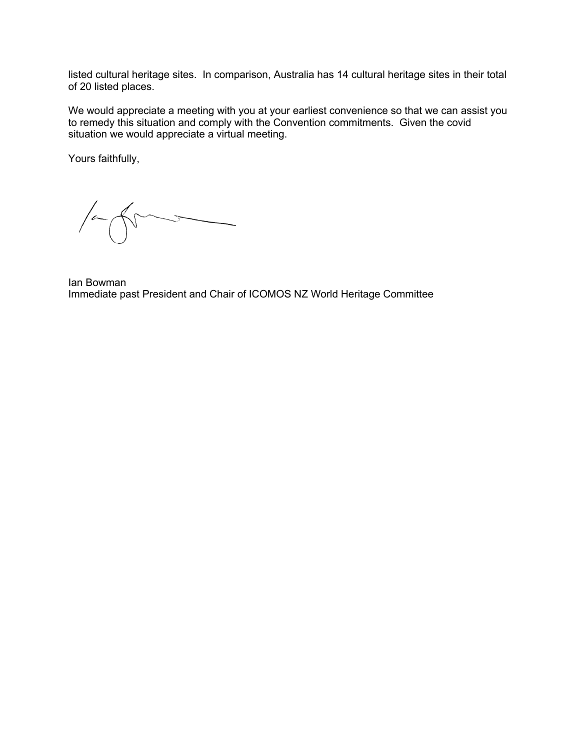listed cultural heritage sites.  In comparison, Australia has 14 cultural heritage sites in their total of 20 listed places.

We would appreciate a meeting with you at your earliest convenience so that we can assist you to remedy this situation and comply with the Convention commitments.  Given the covid situation we would appreciate a virtual meeting.

Yours faithfully,

Ian Bowman
Immediate past President and Chair of ICOMOS NZ World Heritage Committee